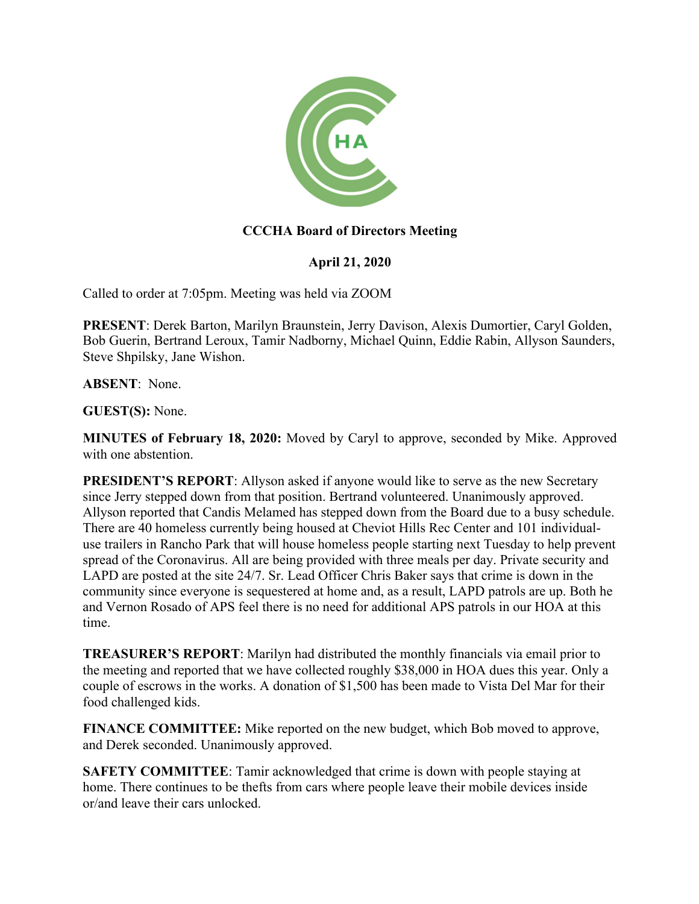**CCCHA Board of Directors Meeting**

**April 21, 2020**

Called to order at 7:05pm. Meeting was held via ZOOM

**PRESENT**: Derek Barton, Marilyn Braunstein, Jerry Davison, Alexis Dumortier, Caryl Golden, Bob Guerin, Bertrand Leroux, Tamir Nadborny, Michael Quinn, Eddie Rabin, Allyson Saunders, Steve Shpilsky, Jane Wishon.

**ABSENT**: None.

**GUEST(S):** None.

**MINUTES of February 18, 2020:** Moved by Caryl to approve, seconded by Mike. Approved with one abstention.

**PRESIDENT'S REPORT**: Allyson asked if anyone would like to serve as the new Secretary since Jerry stepped down from that position. Bertrand volunteered. Unanimously approved. Allyson reported that Candis Melamed has stepped down from the Board due to a busy schedule. There are 40 homeless currently being housed at Cheviot Hills Rec Center and 101 individual-use trailers in Rancho Park that will house homeless people starting next Tuesday to help prevent spread of the Coronavirus. All are being provided with three meals per day. Private security and LAPD are posted at the site 24/7. Sr. Lead Officer Chris Baker says that crime is down in the community since everyone is sequestered at home and, as a result, LAPD patrols are up. Both he and Vernon Rosado of APS feel there is no need for additional APS patrols in our HOA at this time.

**TREASURER'S REPORT**: Marilyn had distributed the monthly financials via email prior to the meeting and reported that we have collected roughly $38,000 in HOA dues this year. Only a couple of escrows in the works. A donation of $1,500 has been made to Vista Del Mar for their food challenged kids.

**FINANCE COMMITTEE:** Mike reported on the new budget, which Bob moved to approve, and Derek seconded. Unanimously approved.

**SAFETY COMMITTEE**: Tamir acknowledged that crime is down with people staying at home. There continues to be thefts from cars where people leave their mobile devices inside or/and leave their cars unlocked.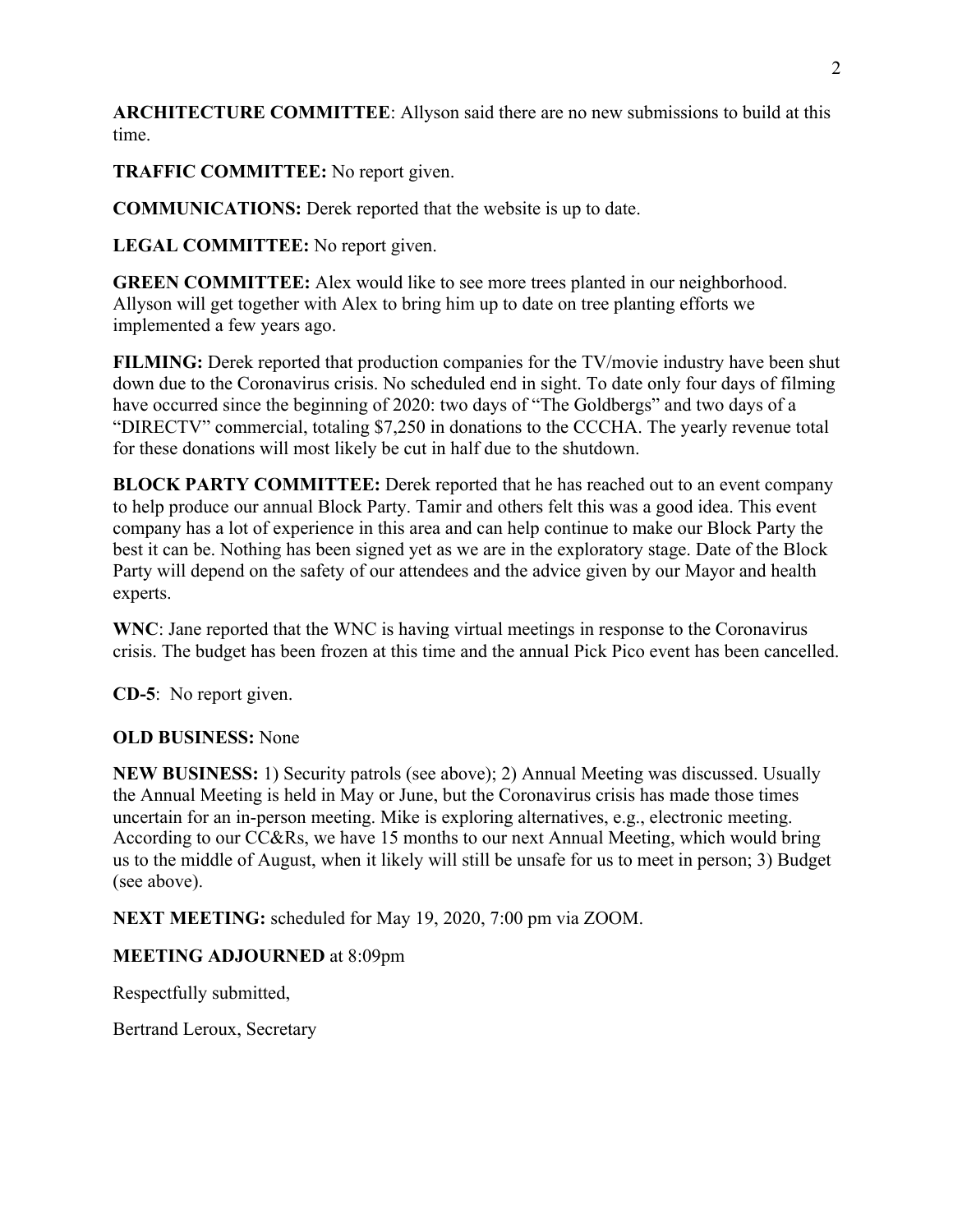**ARCHITECTURE COMMITTEE**: Allyson said there are no new submissions to build at this time.

**TRAFFIC COMMITTEE:** No report given.

**COMMUNICATIONS:** Derek reported that the website is up to date.

**LEGAL COMMITTEE:** No report given.

**GREEN COMMITTEE:** Alex would like to see more trees planted in our neighborhood. Allyson will get together with Alex to bring him up to date on tree planting efforts we implemented a few years ago.

**FILMING:** Derek reported that production companies for the TV/movie industry have been shut down due to the Coronavirus crisis. No scheduled end in sight. To date only four days of filming have occurred since the beginning of 2020: two days of "The Goldbergs" and two days of a "DIRECTV" commercial, totaling $7,250 in donations to the CCCHA. The yearly revenue total for these donations will most likely be cut in half due to the shutdown.

**BLOCK PARTY COMMITTEE:** Derek reported that he has reached out to an event company to help produce our annual Block Party. Tamir and others felt this was a good idea. This event company has a lot of experience in this area and can help continue to make our Block Party the best it can be. Nothing has been signed yet as we are in the exploratory stage. Date of the Block Party will depend on the safety of our attendees and the advice given by our Mayor and health experts.

**WNC**: Jane reported that the WNC is having virtual meetings in response to the Coronavirus crisis. The budget has been frozen at this time and the annual Pick Pico event has been cancelled.

**CD-5**: No report given.

**OLD BUSINESS:** None

**NEW BUSINESS:** 1) Security patrols (see above); 2) Annual Meeting was discussed. Usually the Annual Meeting is held in May or June, but the Coronavirus crisis has made those times uncertain for an in-person meeting. Mike is exploring alternatives, e.g., electronic meeting. According to our CC&Rs, we have 15 months to our next Annual Meeting, which would bring us to the middle of August, when it likely will still be unsafe for us to meet in person; 3) Budget (see above).

**NEXT MEETING:** scheduled for May 19, 2020, 7:00 pm via ZOOM.

**MEETING ADJOURNED** at 8:09pm

Respectfully submitted,

Bertrand Leroux, Secretary